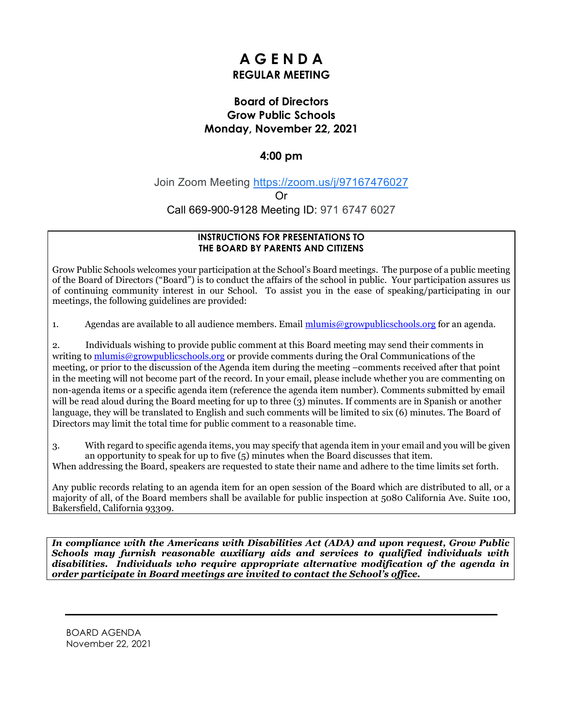# A G E N D A

## REGULAR MEETING

### Board of Directors
### Grow Public Schools
### Monday, November 22, 2021

### 4:00 pm

Join Zoom Meeting https://zoom.us/j/97167476027

Or

Call 669-900-9128 Meeting ID: 971 6747 6027

**INSTRUCTIONS FOR PRESENTATIONS TO THE BOARD BY PARENTS AND CITIZENS**

Grow Public Schools welcomes your participation at the School's Board meetings. The purpose of a public meeting of the Board of Directors ("Board") is to conduct the affairs of the school in public. Your participation assures us of continuing community interest in our School. To assist you in the ease of speaking/participating in our meetings, the following guidelines are provided:

1. Agendas are available to all audience members. Email mlumis@growpublicschools.org for an agenda.

2. Individuals wishing to provide public comment at this Board meeting may send their comments in writing to mlumis@growpublicschools.org or provide comments during the Oral Communications of the meeting, or prior to the discussion of the Agenda item during the meeting –comments received after that point in the meeting will not become part of the record. In your email, please include whether you are commenting on non-agenda items or a specific agenda item (reference the agenda item number). Comments submitted by email will be read aloud during the Board meeting for up to three (3) minutes. If comments are in Spanish or another language, they will be translated to English and such comments will be limited to six (6) minutes. The Board of Directors may limit the total time for public comment to a reasonable time.

3. With regard to specific agenda items, you may specify that agenda item in your email and you will be given an opportunity to speak for up to five (5) minutes when the Board discusses that item.

When addressing the Board, speakers are requested to state their name and adhere to the time limits set forth.

Any public records relating to an agenda item for an open session of the Board which are distributed to all, or a majority of all, of the Board members shall be available for public inspection at 5080 California Ave. Suite 100, Bakersfield, California 93309.

***In compliance with the Americans with Disabilities Act (ADA) and upon request, Grow Public Schools may furnish reasonable auxiliary aids and services to qualified individuals with disabilities. Individuals who require appropriate alternative modification of the agenda in order participate in Board meetings are invited to contact the School's office.***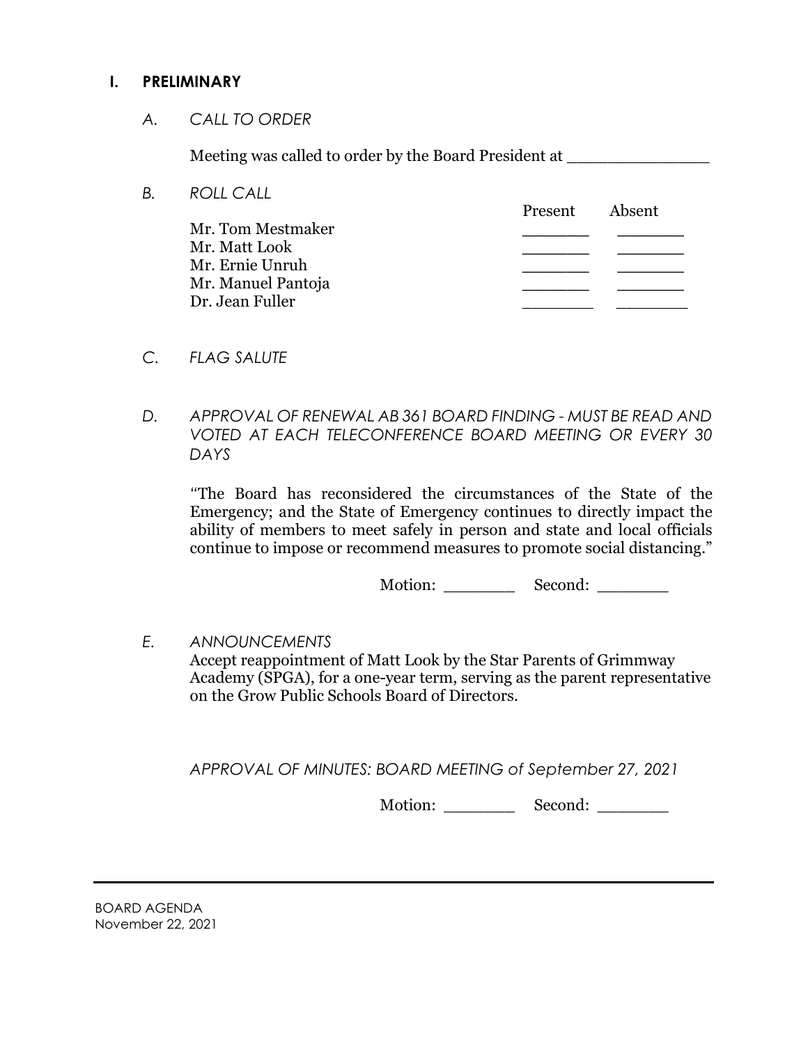## I. PRELIMINARY

*A. CALL TO ORDER*

Meeting was called to order by the Board President at _______________

*B. ROLL CALL*

| | Present | Absent |
|---|---|---|
| Mr. Tom Mestmaker | _______ | _______ |
| Mr. Matt Look | _______ | _______ |
| Mr. Ernie Unruh | _______ | _______ |
| Mr. Manuel Pantoja | _______ | _______ |
| Dr. Jean Fuller | _______ | _______ |

*C. FLAG SALUTE*

*D. APPROVAL OF RENEWAL AB 361 BOARD FINDING - MUST BE READ AND VOTED AT EACH TELECONFERENCE BOARD MEETING OR EVERY 30 DAYS*

"The Board has reconsidered the circumstances of the State of the Emergency; and the State of Emergency continues to directly impact the ability of members to meet safely in person and state and local officials continue to impose or recommend measures to promote social distancing."

Motion: _______ Second: _______

*E. ANNOUNCEMENTS*

Accept reappointment of Matt Look by the Star Parents of Grimmway Academy (SPGA), for a one-year term, serving as the parent representative on the Grow Public Schools Board of Directors.

*APPROVAL OF MINUTES: BOARD MEETING of September 27, 2021*

Motion: _______ Second: _______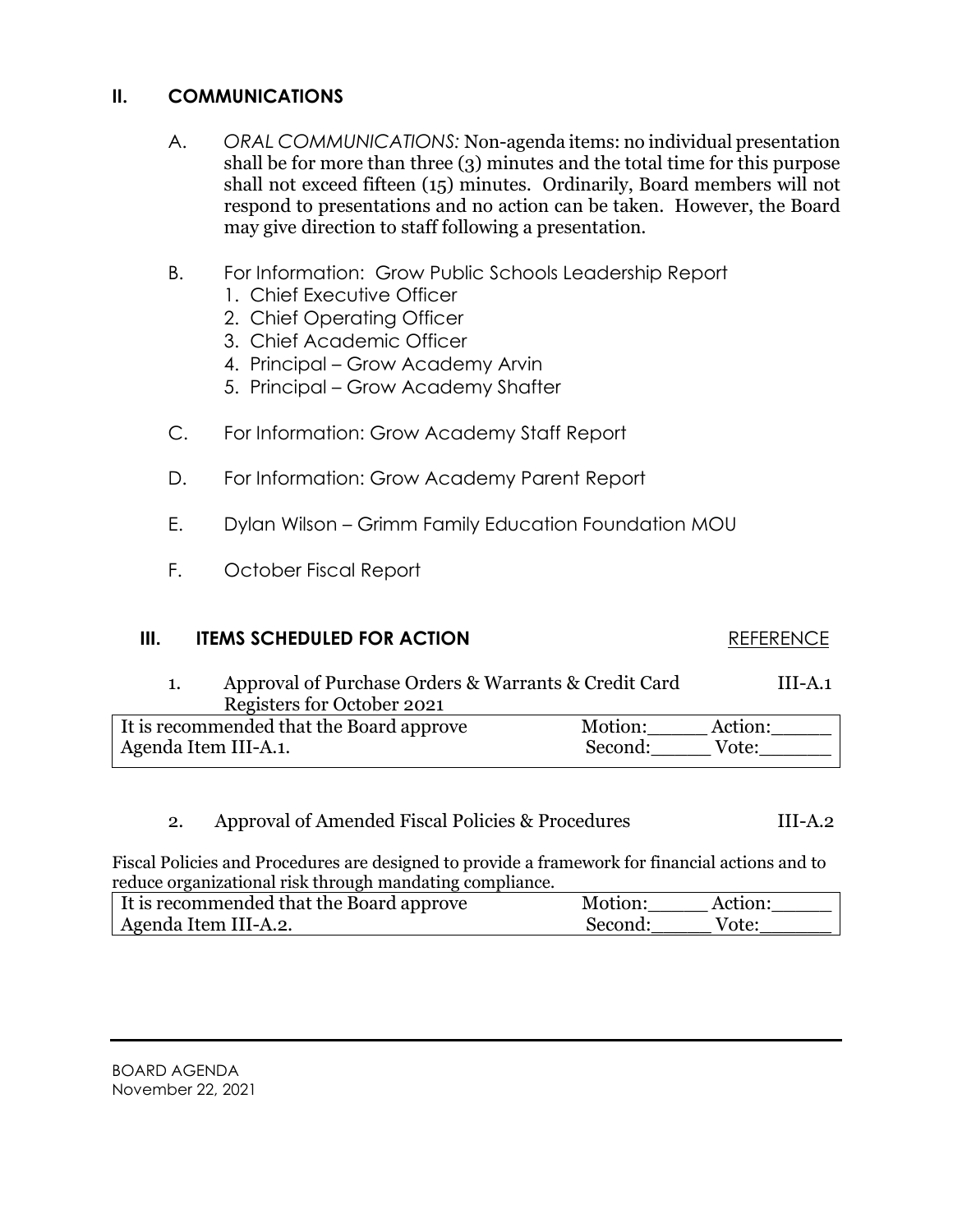## II. COMMUNICATIONS

A. *ORAL COMMUNICATIONS:* Non-agenda items: no individual presentation shall be for more than three (3) minutes and the total time for this purpose shall not exceed fifteen (15) minutes. Ordinarily, Board members will not respond to presentations and no action can be taken. However, the Board may give direction to staff following a presentation.

B. For Information: Grow Public Schools Leadership Report
   1. Chief Executive Officer
   2. Chief Operating Officer
   3. Chief Academic Officer
   4. Principal – Grow Academy Arvin
   5. Principal – Grow Academy Shafter

C. For Information: Grow Academy Staff Report

D. For Information: Grow Academy Parent Report

E. Dylan Wilson – Grimm Family Education Foundation MOU

F. October Fiscal Report

## III. ITEMS SCHEDULED FOR ACTION

REFERENCE

1. Approval of Purchase Orders & Warrants & Credit Card Registers for October 2021 — III-A.1

| It is recommended that the Board approve Agenda Item III-A.1. | Motion:_____ Action:_____ Second:_____ Vote:______ |
|---|---|

2. Approval of Amended Fiscal Policies & Procedures — III-A.2

Fiscal Policies and Procedures are designed to provide a framework for financial actions and to reduce organizational risk through mandating compliance.

| It is recommended that the Board approve Agenda Item III-A.2. | Motion:_____ Action:_____ Second:_____ Vote:______ |
|---|---|

BOARD AGENDA
November 22, 2021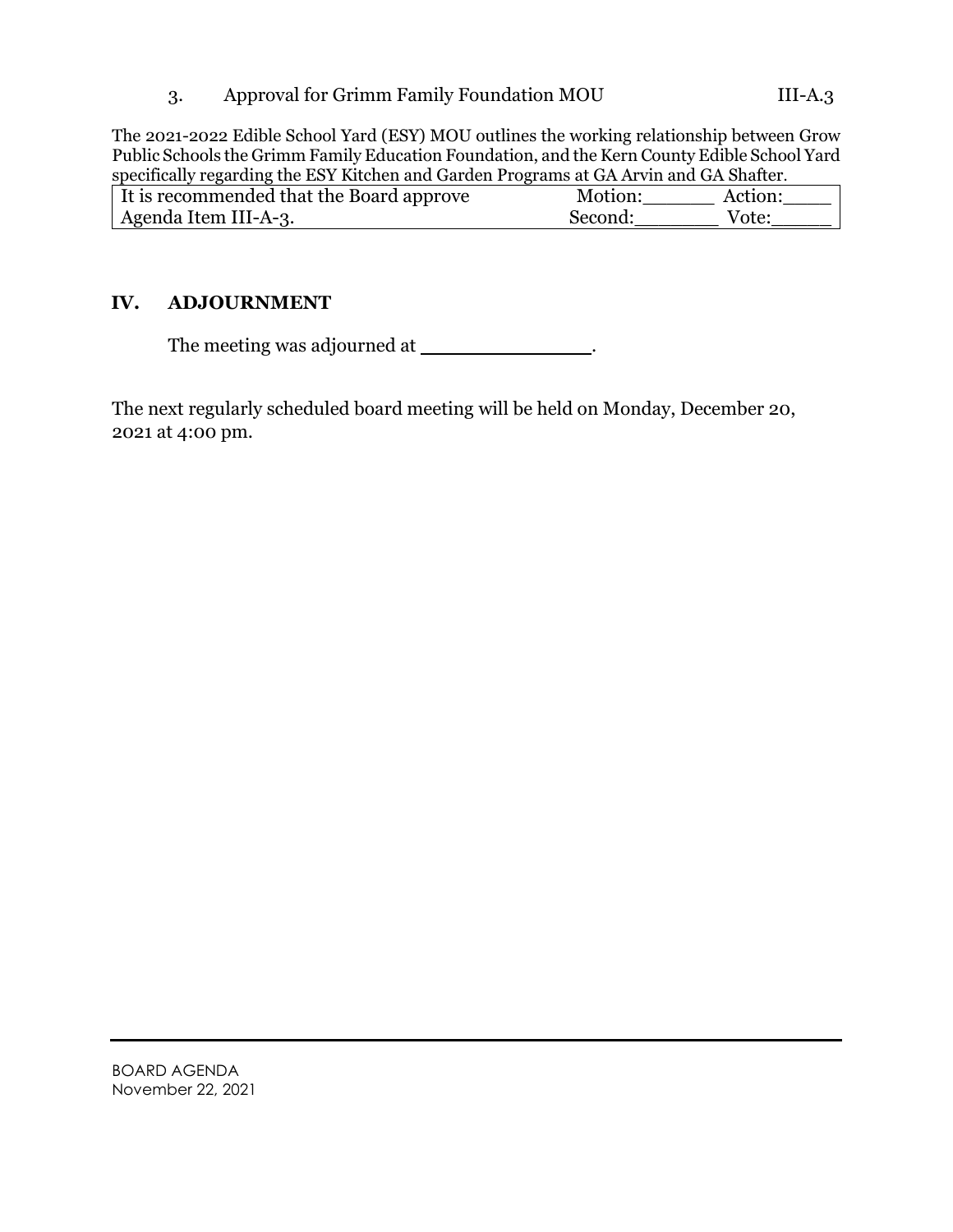3. Approval for Grimm Family Foundation MOU III-A.3

The 2021-2022 Edible School Yard (ESY) MOU outlines the working relationship between Grow Public Schools the Grimm Family Education Foundation, and the Kern County Edible School Yard specifically regarding the ESY Kitchen and Garden Programs at GA Arvin and GA Shafter.

| | |
|---|---|
| It is recommended that the Board approve Agenda Item III-A-3. | Motion:______ Action:____<br>Second:_______ Vote:_____ |

## IV. ADJOURNMENT

The meeting was adjourned at ______________.

The next regularly scheduled board meeting will be held on Monday, December 20, 2021 at 4:00 pm.